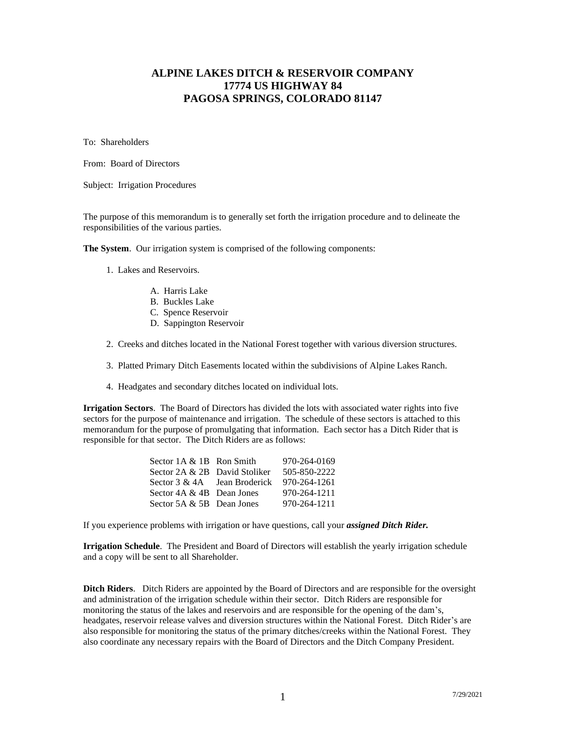# ALPINE LAKES DITCH & RESERVOIR COMPANY
# 17774 US HIGHWAY 84
# PAGOSA SPRINGS, COLORADO 81147

To: Shareholders

From: Board of Directors

Subject: Irrigation Procedures

The purpose of this memorandum is to generally set forth the irrigation procedure and to delineate the responsibilities of the various parties.

**The System**. Our irrigation system is comprised of the following components:

1. Lakes and Reservoirs.

    A. Harris Lake
    B. Buckles Lake
    C. Spence Reservoir
    D. Sappington Reservoir

2. Creeks and ditches located in the National Forest together with various diversion structures.

3. Platted Primary Ditch Easements located within the subdivisions of Alpine Lakes Ranch.

4. Headgates and secondary ditches located on individual lots.

**Irrigation Sectors**. The Board of Directors has divided the lots with associated water rights into five sectors for the purpose of maintenance and irrigation. The schedule of these sectors is attached to this memorandum for the purpose of promulgating that information. Each sector has a Ditch Rider that is responsible for that sector. The Ditch Riders are as follows:

| Sector | Ditch Rider | Phone |
|---|---|---|
| Sector 1A & 1B | Ron Smith | 970-264-0169 |
| Sector 2A & 2B | David Stoliker | 505-850-2222 |
| Sector 3 & 4A | Jean Broderick | 970-264-1261 |
| Sector 4A & 4B | Dean Jones | 970-264-1211 |
| Sector 5A & 5B | Dean Jones | 970-264-1211 |

If you experience problems with irrigation or have questions, call your ***assigned Ditch Rider.***

**Irrigation Schedule**. The President and Board of Directors will establish the yearly irrigation schedule and a copy will be sent to all Shareholder.

**Ditch Riders**. Ditch Riders are appointed by the Board of Directors and are responsible for the oversight and administration of the irrigation schedule within their sector. Ditch Riders are responsible for monitoring the status of the lakes and reservoirs and are responsible for the opening of the dam's, headgates, reservoir release valves and diversion structures within the National Forest. Ditch Rider's are also responsible for monitoring the status of the primary ditches/creeks within the National Forest. They also coordinate any necessary repairs with the Board of Directors and the Ditch Company President.

7/29/2021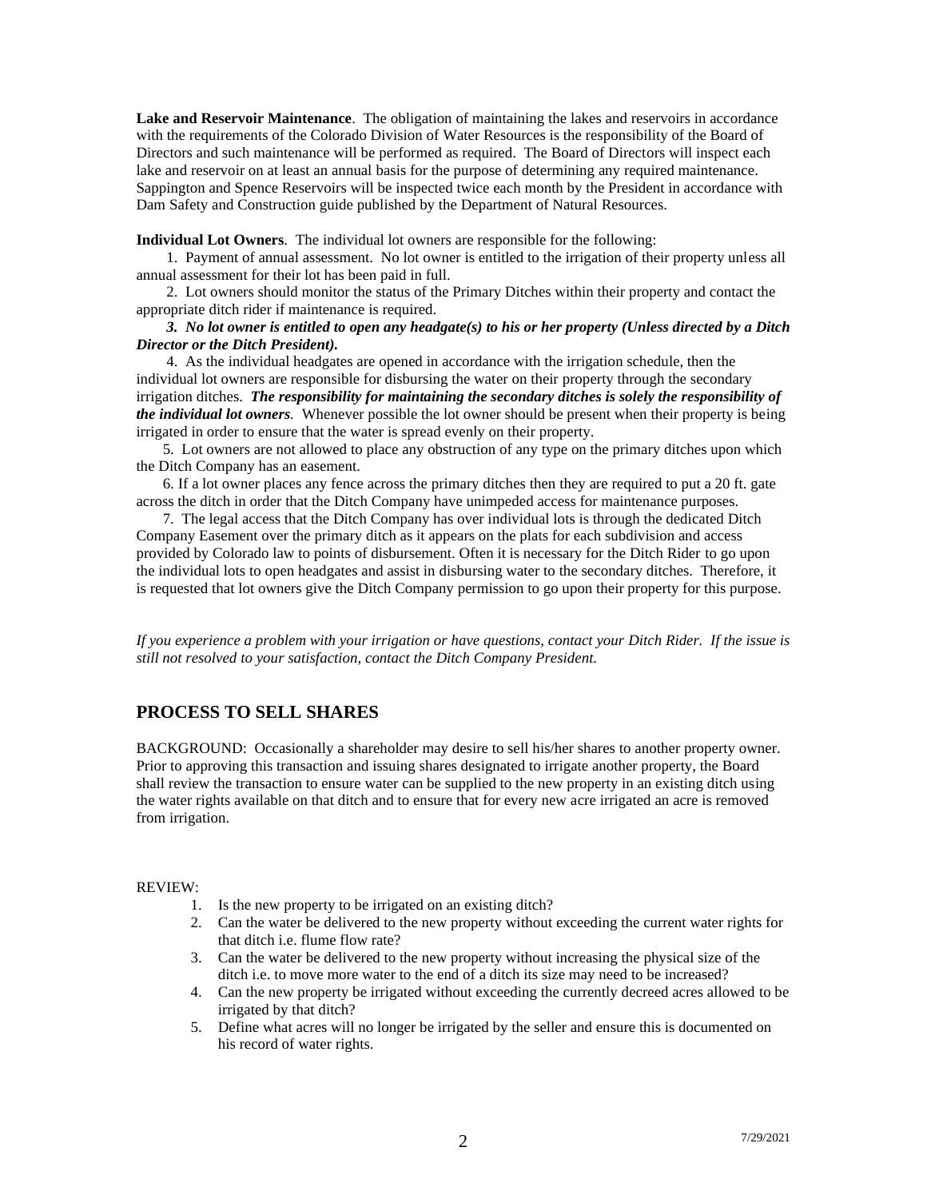**Lake and Reservoir Maintenance**. The obligation of maintaining the lakes and reservoirs in accordance with the requirements of the Colorado Division of Water Resources is the responsibility of the Board of Directors and such maintenance will be performed as required. The Board of Directors will inspect each lake and reservoir on at least an annual basis for the purpose of determining any required maintenance. Sappington and Spence Reservoirs will be inspected twice each month by the President in accordance with Dam Safety and Construction guide published by the Department of Natural Resources.

**Individual Lot Owners**. The individual lot owners are responsible for the following:

1. Payment of annual assessment. No lot owner is entitled to the irrigation of their property unless all annual assessment for their lot has been paid in full.
2. Lot owners should monitor the status of the Primary Ditches within their property and contact the appropriate ditch rider if maintenance is required.
3. ***No lot owner is entitled to open any headgate(s) to his or her property (Unless directed by a Ditch Director or the Ditch President).***
4. As the individual headgates are opened in accordance with the irrigation schedule, then the individual lot owners are responsible for disbursing the water on their property through the secondary irrigation ditches. ***The responsibility for maintaining the secondary ditches is solely the responsibility of the individual lot owners.*** Whenever possible the lot owner should be present when their property is being irrigated in order to ensure that the water is spread evenly on their property.
5. Lot owners are not allowed to place any obstruction of any type on the primary ditches upon which the Ditch Company has an easement.
6. If a lot owner places any fence across the primary ditches then they are required to put a 20 ft. gate across the ditch in order that the Ditch Company have unimpeded access for maintenance purposes.
7. The legal access that the Ditch Company has over individual lots is through the dedicated Ditch Company Easement over the primary ditch as it appears on the plats for each subdivision and access provided by Colorado law to points of disbursement. Often it is necessary for the Ditch Rider to go upon the individual lots to open headgates and assist in disbursing water to the secondary ditches. Therefore, it is requested that lot owners give the Ditch Company permission to go upon their property for this purpose.

*If you experience a problem with your irrigation or have questions, contact your Ditch Rider. If the issue is still not resolved to your satisfaction, contact the Ditch Company President.*

## PROCESS TO SELL SHARES

BACKGROUND: Occasionally a shareholder may desire to sell his/her shares to another property owner. Prior to approving this transaction and issuing shares designated to irrigate another property, the Board shall review the transaction to ensure water can be supplied to the new property in an existing ditch using the water rights available on that ditch and to ensure that for every new acre irrigated an acre is removed from irrigation.

REVIEW:

1. Is the new property to be irrigated on an existing ditch?
2. Can the water be delivered to the new property without exceeding the current water rights for that ditch i.e. flume flow rate?
3. Can the water be delivered to the new property without increasing the physical size of the ditch i.e. to move more water to the end of a ditch its size may need to be increased?
4. Can the new property be irrigated without exceeding the currently decreed acres allowed to be irrigated by that ditch?
5. Define what acres will no longer be irrigated by the seller and ensure this is documented on his record of water rights.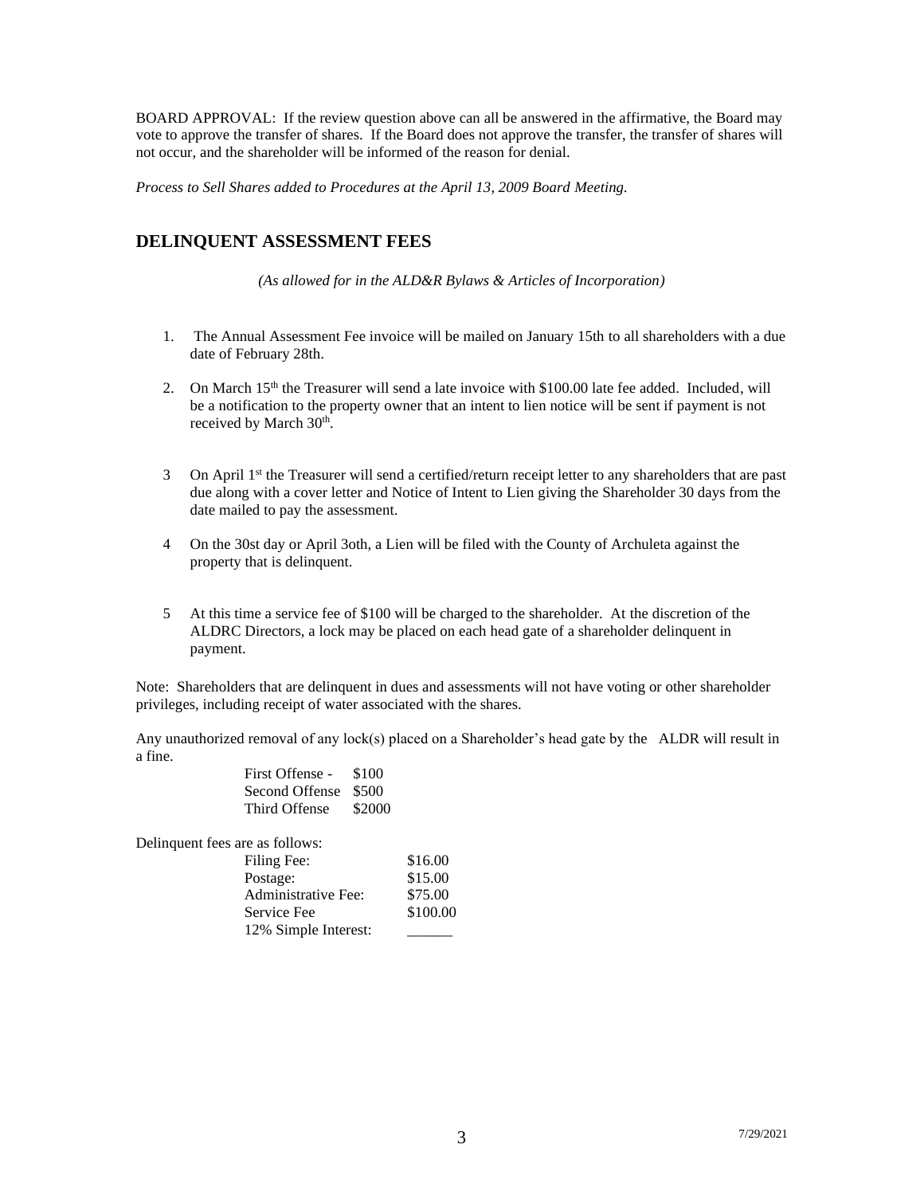BOARD APPROVAL: If the review question above can all be answered in the affirmative, the Board may vote to approve the transfer of shares. If the Board does not approve the transfer, the transfer of shares will not occur, and the shareholder will be informed of the reason for denial.

*Process to Sell Shares added to Procedures at the April 13, 2009 Board Meeting.*

## DELINQUENT ASSESSMENT FEES

*(As allowed for in the ALD&R Bylaws & Articles of Incorporation)*

1. The Annual Assessment Fee invoice will be mailed on January 15th to all shareholders with a due date of February 28th.

2. On March 15th the Treasurer will send a late invoice with $100.00 late fee added. Included, will be a notification to the property owner that an intent to lien notice will be sent if payment is not received by March 30th.

3 On April 1st the Treasurer will send a certified/return receipt letter to any shareholders that are past due along with a cover letter and Notice of Intent to Lien giving the Shareholder 30 days from the date mailed to pay the assessment.

4 On the 30st day or April 3oth, a Lien will be filed with the County of Archuleta against the property that is delinquent.

5 At this time a service fee of $100 will be charged to the shareholder. At the discretion of the ALDRC Directors, a lock may be placed on each head gate of a shareholder delinquent in payment.

Note: Shareholders that are delinquent in dues and assessments will not have voting or other shareholder privileges, including receipt of water associated with the shares.

Any unauthorized removal of any lock(s) placed on a Shareholder's head gate by the ALDR will result in a fine.

| | |
|---|---|
| First Offense - | $100 |
| Second Offense | $500 |
| Third Offense | $2000 |

Delinquent fees are as follows:

| | |
|---|---|
| Filing Fee: | $16.00 |
| Postage: | $15.00 |
| Administrative Fee: | $75.00 |
| Service Fee | $100.00 |
| 12% Simple Interest: | ______ |